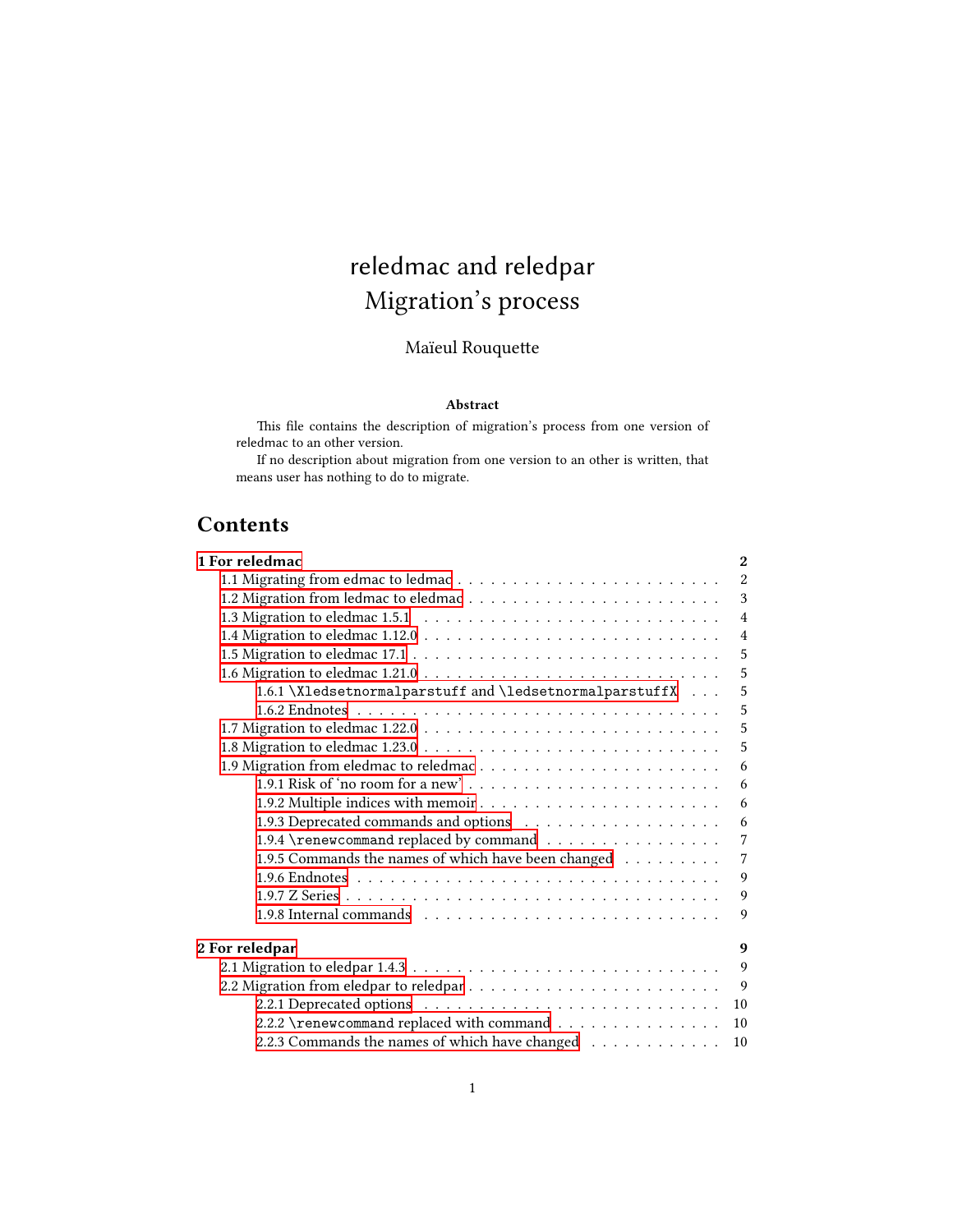# reledmac and reledpar
# Migration's process

Maïeul Rouquette

**Abstract**

This file contains the description of migration's process from one version of reledmac to an other version.

If no description about migration from one version to an other is written, that means user has nothing to do to migrate.

## Contents

**1 For reledmac** — **2**
- 1.1 Migrating from edmac to ledmac — 2
- 1.2 Migration from ledmac to eledmac — 3
- 1.3 Migration to eledmac 1.5.1 — 4
- 1.4 Migration to eledmac 1.12.0 — 4
- 1.5 Migration to eledmac 17.1 — 5
- 1.6 Migration to eledmac 1.21.0 — 5
  - 1.6.1 `\Xledsetnormalparstuff` and `\ledsetnormalparstuffX` — 5
  - 1.6.2 Endnotes — 5
- 1.7 Migration to eledmac 1.22.0 — 5
- 1.8 Migration to eledmac 1.23.0 — 5
- 1.9 Migration from eledmac to reledmac — 6
  - 1.9.1 Risk of 'no room for a new' — 6
  - 1.9.2 Multiple indices with memoir — 6
  - 1.9.3 Deprecated commands and options — 6
  - 1.9.4 `\renewcommand` replaced by command — 7
  - 1.9.5 Commands the names of which have been changed — 7
  - 1.9.6 Endnotes — 9
  - 1.9.7 Z Series — 9
  - 1.9.8 Internal commands — 9

**2 For reledpar** — **9**
- 2.1 Migration to eledpar 1.4.3 — 9
- 2.2 Migration from eledpar to reledpar — 9
  - 2.2.1 Deprecated options — 10
  - 2.2.2 `\renewcommand` replaced with command — 10
  - 2.2.3 Commands the names of which have changed — 10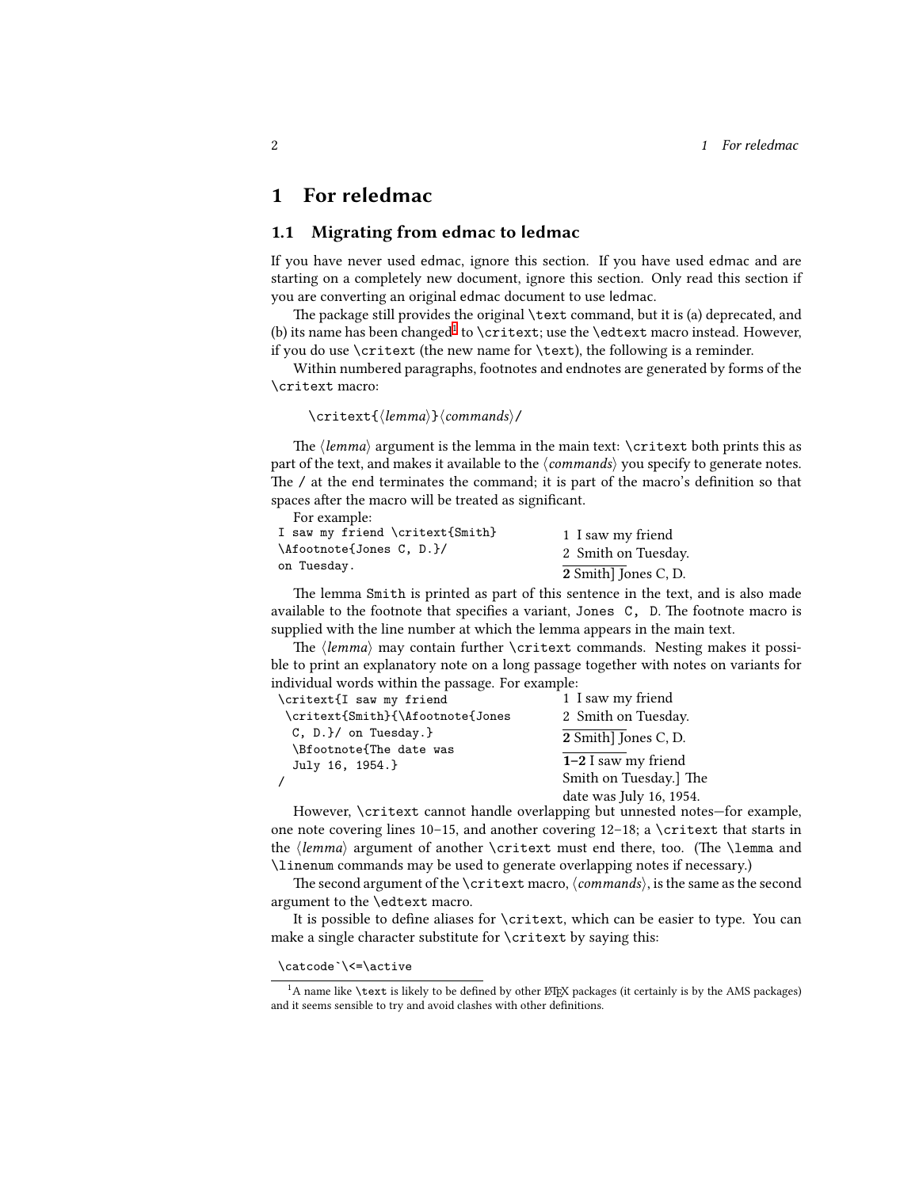# 1 For reledmac

## 1.1 Migrating from edmac to ledmac

If you have never used edmac, ignore this section. If you have used edmac and are starting on a completely new document, ignore this section. Only read this section if you are converting an original edmac document to use ledmac.

The package still provides the original `\text` command, but it is (a) deprecated, and (b) its name has been changed[1] to `\critext`; use the `\edtext` macro instead. However, if you do use `\critext` (the new name for `\text`), the following is a reminder.

Within numbered paragraphs, footnotes and endnotes are generated by forms of the `\critext` macro:

```
\critext{⟨lemma⟩}⟨commands⟩/
```

The ⟨*lemma*⟩ argument is the lemma in the main text: `\critext` both prints this as part of the text, and makes it available to the ⟨*commands*⟩ you specify to generate notes. The `/` at the end terminates the command; it is part of the macro's definition so that spaces after the macro will be treated as significant.

For example:

```
I saw my friend \critext{Smith}
\Afootnote{Jones C, D.}/
on Tuesday.
```

1 I saw my friend
2 Smith on Tuesday.

**2** Smith] Jones C, D.

The lemma `Smith` is printed as part of this sentence in the text, and is also made available to the footnote that specifies a variant, `Jones C, D`. The footnote macro is supplied with the line number at which the lemma appears in the main text.

The ⟨*lemma*⟩ may contain further `\critext` commands. Nesting makes it possible to print an explanatory note on a long passage together with notes on variants for individual words within the passage. For example:

```
\critext{I saw my friend
  \critext{Smith}{\Afootnote{Jones
  C, D.}/ on Tuesday.}
  \Bfootnote{The date was
  July 16, 1954.}
/
```

1 I saw my friend
2 Smith on Tuesday.

**2** Smith] Jones C, D.

**1–2** I saw my friend Smith on Tuesday.] The date was July 16, 1954.

However, `\critext` cannot handle overlapping but unnested notes—for example, one note covering lines 10–15, and another covering 12–18; a `\critext` that starts in the ⟨*lemma*⟩ argument of another `\critext` must end there, too. (The `\lemma` and `\linenum` commands may be used to generate overlapping notes if necessary.)

The second argument of the `\critext` macro, ⟨*commands*⟩, is the same as the second argument to the `\edtext` macro.

It is possible to define aliases for `\critext`, which can be easier to type. You can make a single character substitute for `\critext` by saying this:

```
\catcode`\<=\active
```

[1] A name like `\text` is likely to be defined by other LaTeX packages (it certainly is by the AMS packages) and it seems sensible to try and avoid clashes with other definitions.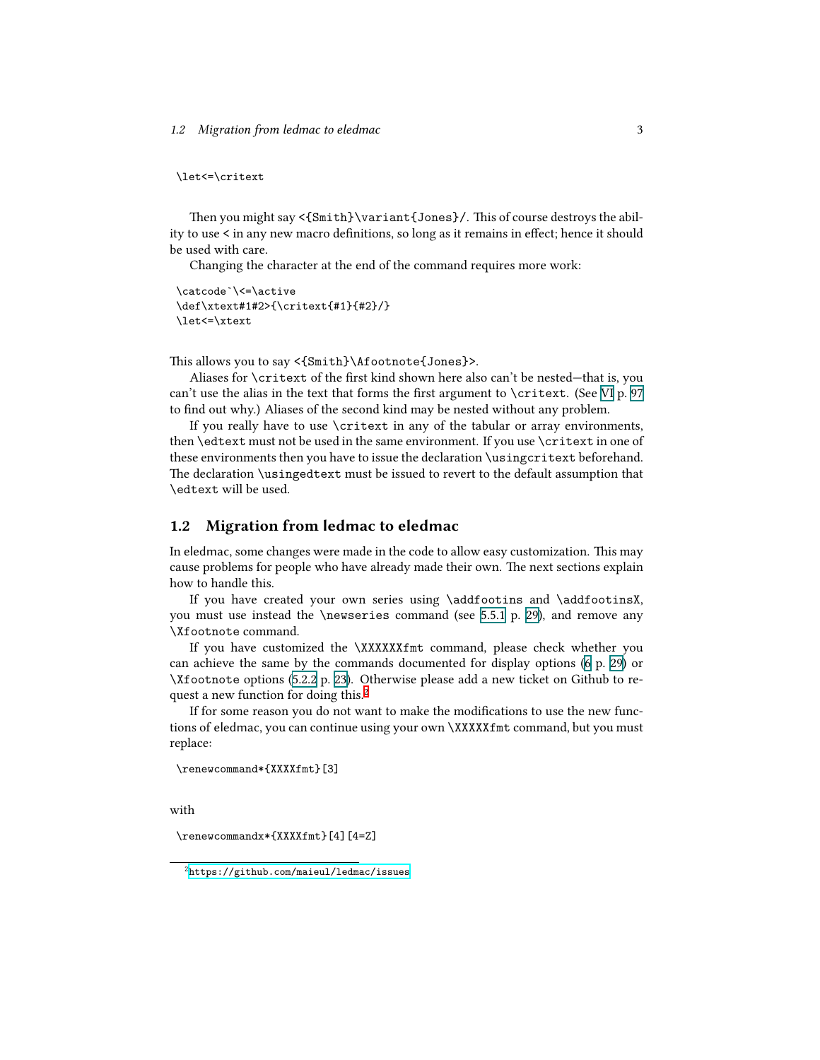```
\let<=\critext
```

Then you might say `<{Smith}\variant{Jones}/`. This of course destroys the ability to use `<` in any new macro definitions, so long as it remains in effect; hence it should be used with care.

Changing the character at the end of the command requires more work:

```
\catcode`\<=\active
\def\xtext#1#2>{\critext{#1}{#2}/}
\let<=\xtext
```

This allows you to say `<{Smith}\Afootnote{Jones}>`.

Aliases for `\critext` of the first kind shown here also can't be nested—that is, you can't use the alias in the text that forms the first argument to `\critext`. (See VI p. 97 to find out why.) Aliases of the second kind may be nested without any problem.

If you really have to use `\critext` in any of the tabular or array environments, then `\edtext` must not be used in the same environment. If you use `\critext` in one of these environments then you have to issue the declaration `\usingcritext` beforehand. The declaration `\usingedtext` must be issued to revert to the default assumption that `\edtext` will be used.

## 1.2 Migration from ledmac to eledmac

In eledmac, some changes were made in the code to allow easy customization. This may cause problems for people who have already made their own. The next sections explain how to handle this.

If you have created your own series using `\addfootins` and `\addfootinsX`, you must use instead the `\newseries` command (see 5.5.1 p. 29), and remove any `\Xfootnote` command.

If you have customized the `\XXXXXXfmt` command, please check whether you can achieve the same by the commands documented for display options (6 p. 29) or `\Xfootnote` options (5.2.2 p. 23). Otherwise please add a new ticket on Github to request a new function for doing this.[2]

If for some reason you do not want to make the modifications to use the new functions of eledmac, you can continue using your own `\XXXXXfmt` command, but you must replace:

```
\renewcommand*{XXXXfmt}[3]
```

with

```
\renewcommandx*{XXXXfmt}[4][4=Z]
```

[2] https://github.com/maieul/ledmac/issues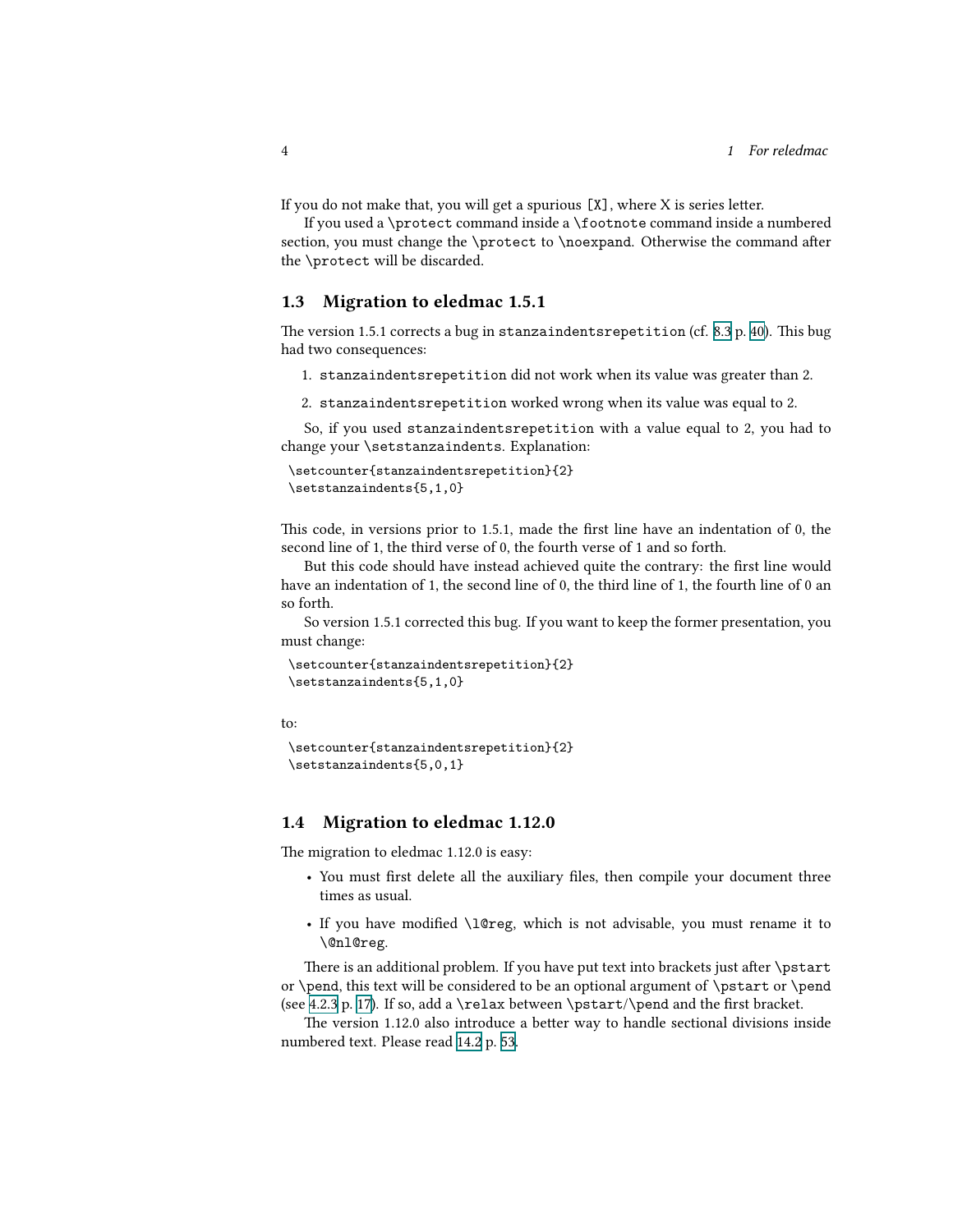If you do not make that, you will get a spurious `[X]`, where X is series letter.

If you used a `\protect` command inside a `\footnote` command inside a numbered section, you must change the `\protect` to `\noexpand`. Otherwise the command after the `\protect` will be discarded.

## 1.3 Migration to eledmac 1.5.1

The version 1.5.1 corrects a bug in `stanzaindentsrepetition` (cf. 8.3 p. 40). This bug had two consequences:

1. `stanzaindentsrepetition` did not work when its value was greater than 2.

2. `stanzaindentsrepetition` worked wrong when its value was equal to 2.

So, if you used `stanzaindentsrepetition` with a value equal to 2, you had to change your `\setstanzaindents`. Explanation:

```
\setcounter{stanzaindentsrepetition}{2}
\setstanzaindents{5,1,0}
```

This code, in versions prior to 1.5.1, made the first line have an indentation of 0, the second line of 1, the third verse of 0, the fourth verse of 1 and so forth.

But this code should have instead achieved quite the contrary: the first line would have an indentation of 1, the second line of 0, the third line of 1, the fourth line of 0 an so forth.

So version 1.5.1 corrected this bug. If you want to keep the former presentation, you must change:

```
\setcounter{stanzaindentsrepetition}{2}
\setstanzaindents{5,1,0}
```

to:

```
\setcounter{stanzaindentsrepetition}{2}
\setstanzaindents{5,0,1}
```

## 1.4 Migration to eledmac 1.12.0

The migration to eledmac 1.12.0 is easy:

- You must first delete all the auxiliary files, then compile your document three times as usual.

- If you have modified `\l@reg`, which is not advisable, you must rename it to `\@nl@reg`.

There is an additional problem. If you have put text into brackets just after `\pstart` or `\pend`, this text will be considered to be an optional argument of `\pstart` or `\pend` (see 4.2.3 p. 17). If so, add a `\relax` between `\pstart`/`\pend` and the first bracket.

The version 1.12.0 also introduce a better way to handle sectional divisions inside numbered text. Please read 14.2 p. 53.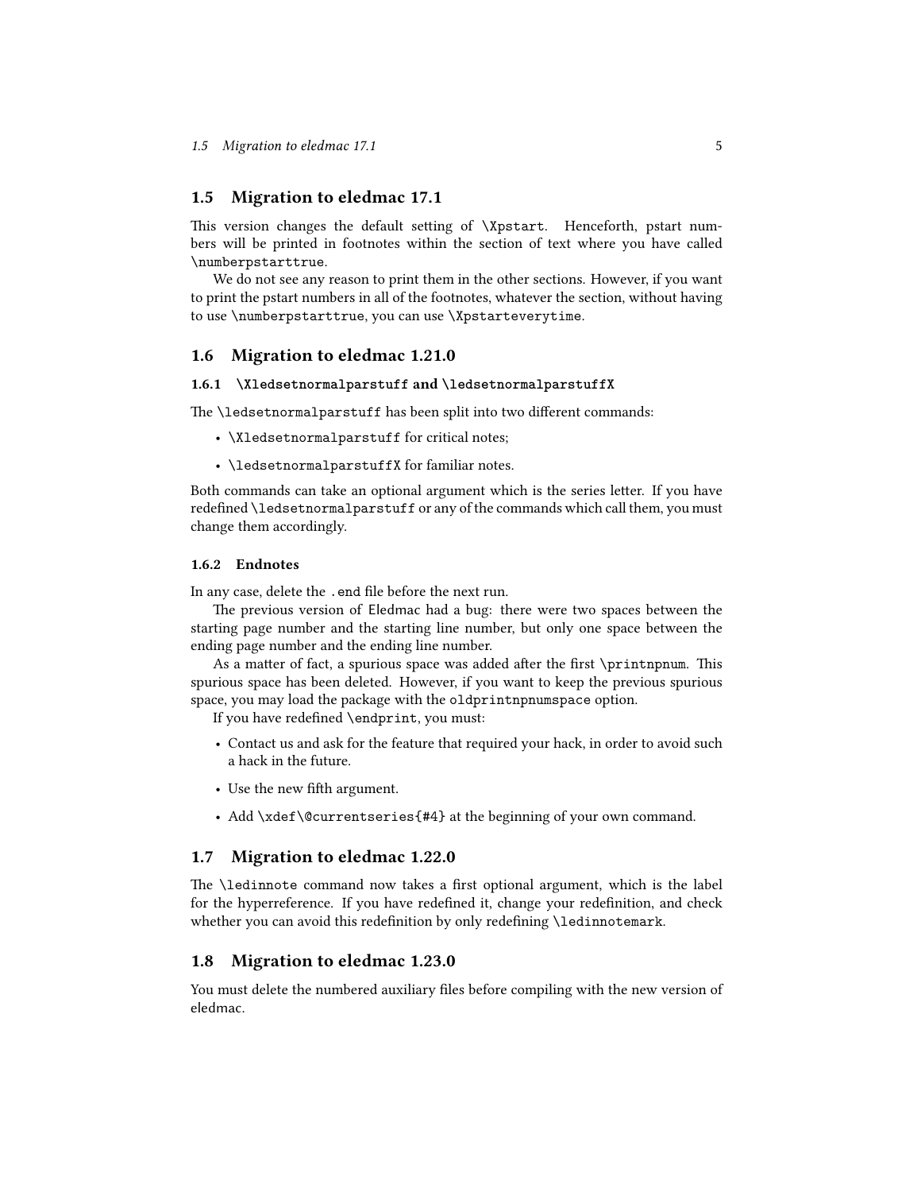## 1.5 Migration to eledmac 17.1

This version changes the default setting of `\Xpstart`. Henceforth, pstart numbers will be printed in footnotes within the section of text where you have called `\numberpstarttrue`.

We do not see any reason to print them in the other sections. However, if you want to print the pstart numbers in all of the footnotes, whatever the section, without having to use `\numberpstarttrue`, you can use `\Xpstarteverytime`.

## 1.6 Migration to eledmac 1.21.0

### 1.6.1 `\Xledsetnormalparstuff` and `\ledsetnormalparstuffX`

The `\ledsetnormalparstuff` has been split into two different commands:

- `\Xledsetnormalparstuff` for critical notes;
- `\ledsetnormalparstuffX` for familiar notes.

Both commands can take an optional argument which is the series letter. If you have redefined `\ledsetnormalparstuff` or any of the commands which call them, you must change them accordingly.

### 1.6.2 Endnotes

In any case, delete the `.end` file before the next run.

The previous version of Eledmac had a bug: there were two spaces between the starting page number and the starting line number, but only one space between the ending page number and the ending line number.

As a matter of fact, a spurious space was added after the first `\printnpnum`. This spurious space has been deleted. However, if you want to keep the previous spurious space, you may load the package with the `oldprintnpnumspace` option.

If you have redefined `\endprint`, you must:

- Contact us and ask for the feature that required your hack, in order to avoid such a hack in the future.
- Use the new fifth argument.
- Add `\xdef\@currentseries{#4}` at the beginning of your own command.

## 1.7 Migration to eledmac 1.22.0

The `\ledinnote` command now takes a first optional argument, which is the label for the hyperreference. If you have redefined it, change your redefinition, and check whether you can avoid this redefinition by only redefining `\ledinnotemark`.

## 1.8 Migration to eledmac 1.23.0

You must delete the numbered auxiliary files before compiling with the new version of eledmac.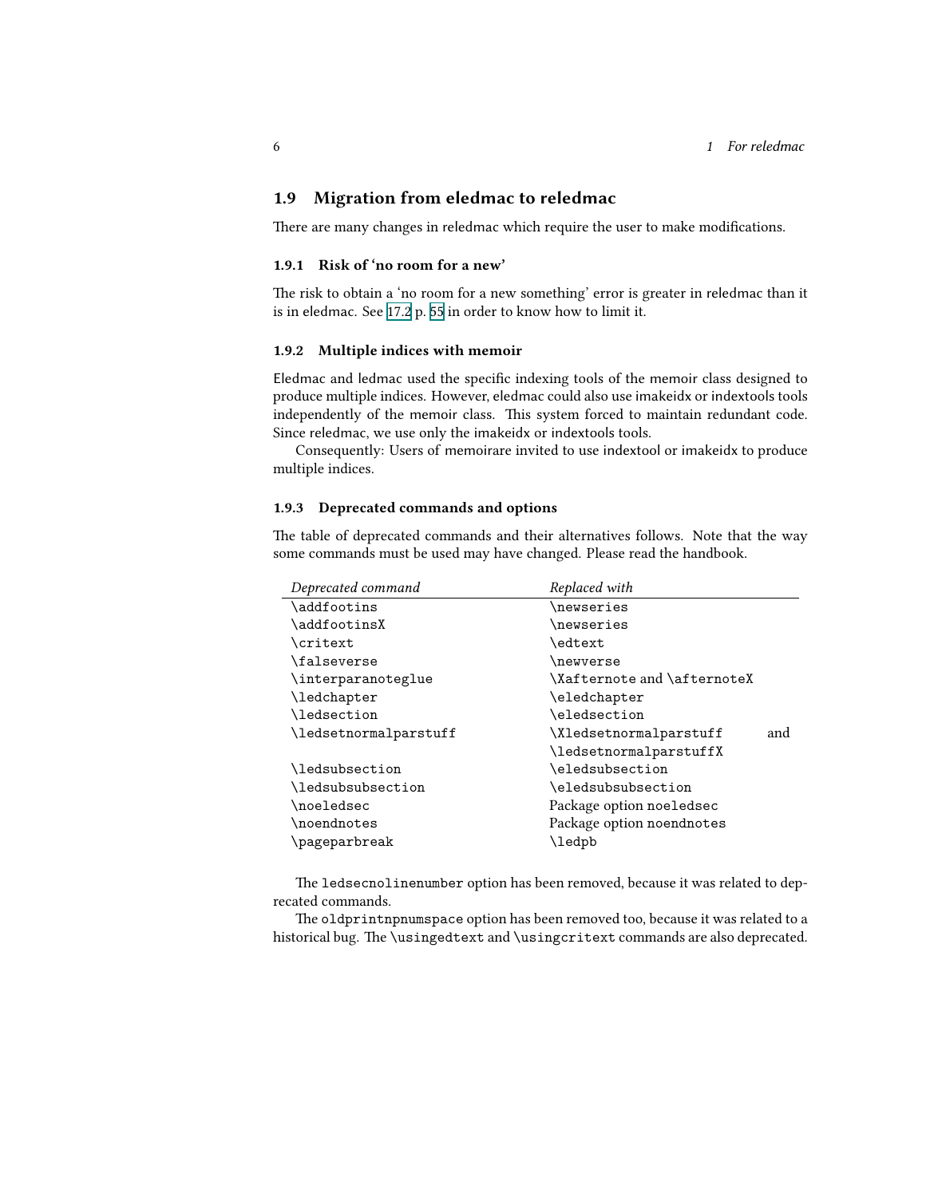## 1.9 Migration from eledmac to reledmac

There are many changes in reledmac which require the user to make modifications.

### 1.9.1 Risk of 'no room for a new'

The risk to obtain a 'no room for a new something' error is greater in reledmac than it is in eledmac. See 17.2 p. 55 in order to know how to limit it.

### 1.9.2 Multiple indices with memoir

Eledmac and ledmac used the specific indexing tools of the memoir class designed to produce multiple indices. However, eledmac could also use imakeidx or indextools tools independently of the memoir class. This system forced to maintain redundant code. Since reledmac, we use only the imakeidx or indextools tools.

Consequently: Users of memoirare invited to use indextool or imakeidx to produce multiple indices.

### 1.9.3 Deprecated commands and options

The table of deprecated commands and their alternatives follows. Note that the way some commands must be used may have changed. Please read the handbook.

| *Deprecated command* | *Replaced with* |
|---|---|
| `\addfootins` | `\newseries` |
| `\addfootinsX` | `\newseries` |
| `\critext` | `\edtext` |
| `\falseverse` | `\newverse` |
| `\interparanoteglue` | `\Xafternote` and `\afternoteX` |
| `\ledchapter` | `\eledchapter` |
| `\ledsection` | `\eledsection` |
| `\ledsetnormalparstuff` | `\Xledsetnormalparstuff` and `\ledsetnormalparstuffX` |
| `\ledsubsection` | `\eledsubsection` |
| `\ledsubsubsection` | `\eledsubsubsection` |
| `\noeledsec` | Package option `noeledsec` |
| `\noendnotes` | Package option `noendnotes` |
| `\pageparbreak` | `\ledpb` |

The `ledsecnolinenumber` option has been removed, because it was related to deprecated commands.

The `oldprintnpnumspace` option has been removed too, because it was related to a historical bug. The `\usingedtext` and `\usingcritext` commands are also deprecated.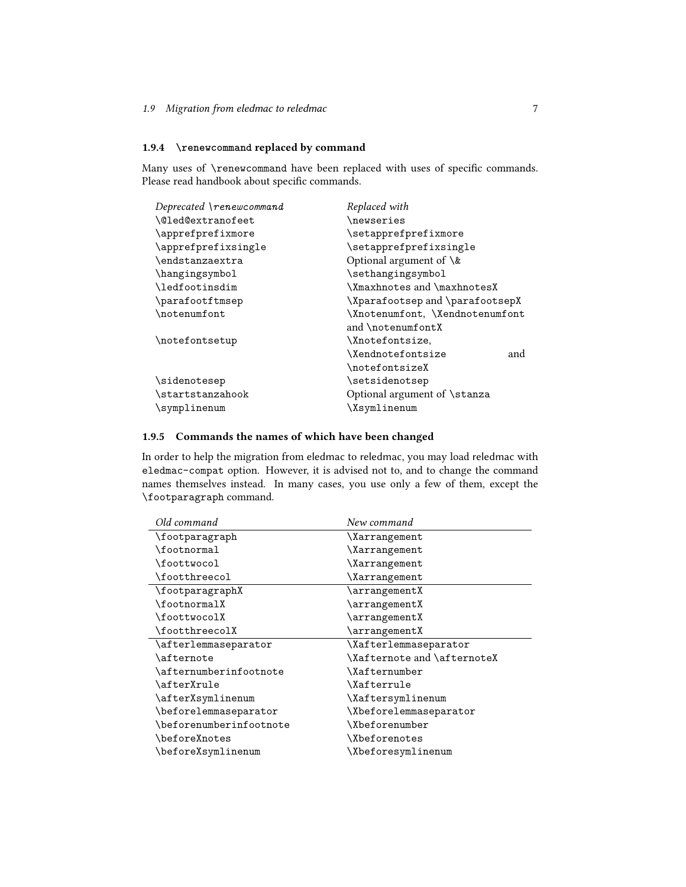### 1.9.4 `\renewcommand` replaced by command

Many uses of `\renewcommand` have been replaced with uses of specific commands. Please read handbook about specific commands.

| *Deprecated `\renewcommand`* | *Replaced with* |
|---|---|
| `\@led@extranofeet` | `\newseries` |
| `\apprefprefixmore` | `\setapprefprefixmore` |
| `\apprefprefixsingle` | `\setapprefprefixsingle` |
| `\endstanzaextra` | Optional argument of `\&` |
| `\hangingsymbol` | `\sethangingsymbol` |
| `\ledfootinsdim` | `\Xmaxhnotes` and `\maxhnotesX` |
| `\parafootftmsep` | `\Xparafootsep` and `\parafootsepX` |
| `\notenumfont` | `\Xnotenumfont`, `\Xendnotenumfont` and `\notenumfontX` |
| `\notefontsetup` | `\Xnotefontsize`, `\Xendnotefontsize` and `\notefontsizeX` |
| `\sidenotesep` | `\setsidenotsep` |
| `\startstanzahook` | Optional argument of `\stanza` |
| `\symplinenum` | `\Xsymlinenum` |

### 1.9.5 Commands the names of which have been changed

In order to help the migration from eledmac to reledmac, you may load reledmac with `eledmac-compat` option. However, it is advised not to, and to change the command names themselves instead. In many cases, you use only a few of them, except the `\footparagraph` command.

| *Old command* | *New command* |
|---|---|
| `\footparagraph` | `\Xarrangement` |
| `\footnormal` | `\Xarrangement` |
| `\foottwocol` | `\Xarrangement` |
| `\footthreecol` | `\Xarrangement` |
| `\footparagraphX` | `\arrangementX` |
| `\footnormalX` | `\arrangementX` |
| `\foottwocolX` | `\arrangementX` |
| `\footthreecolX` | `\arrangementX` |
| `\afterlemmaseparator` | `\Xafterlemmaseparator` |
| `\afternote` | `\Xafternote` and `\afternoteX` |
| `\afternumberinfootnote` | `\Xafternumber` |
| `\afterXrule` | `\Xafterrule` |
| `\afterXsymlinenum` | `\Xaftersymlinenum` |
| `\beforelemmaseparator` | `\Xbeforelemmaseparator` |
| `\beforenumberinfootnote` | `\Xbeforenumber` |
| `\beforeXnotes` | `\Xbeforenotes` |
| `\beforeXsymlinenum` | `\Xbeforesymlinenum` |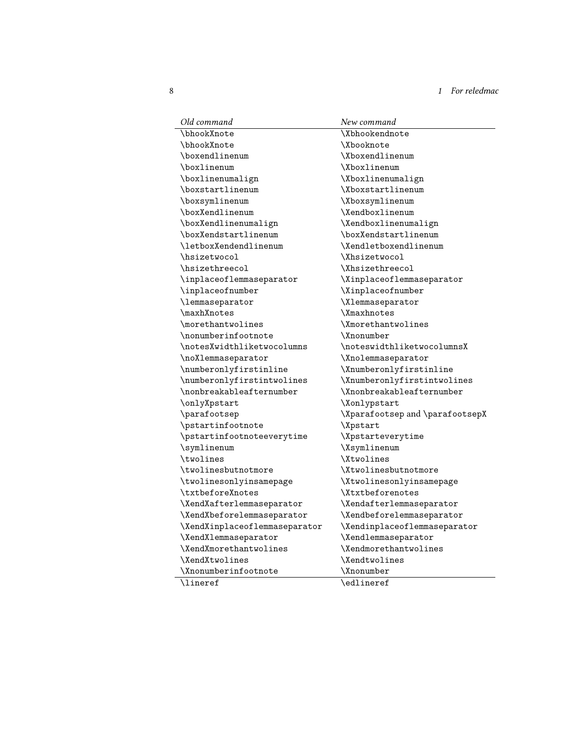| *Old command* | *New command* |
| --- | --- |
| \bhookXnote | \Xbhookendnote |
| \bhookXnote | \Xbooknote |
| \boxendlinenum | \Xboxendlinenum |
| \boxlinenum | \Xboxlinenum |
| \boxlinenumalign | \Xboxlinenumalign |
| \boxstartlinenum | \Xboxstartlinenum |
| \boxsymlinenum | \Xboxsymlinenum |
| \boxXendlinenum | \Xendboxlinenum |
| \boxXendlinenumalign | \Xendboxlinenumalign |
| \boxXendstartlinenum | \boxXendstartlinenum |
| \letboxXendendlinenum | \Xendletboxendlinenum |
| \hsizetwocol | \Xhsizetwocol |
| \hsizethreecol | \Xhsizethreecol |
| \inplaceoflemmaseparator | \Xinplaceoflemmaseparator |
| \inplaceofnumber | \Xinplaceofnumber |
| \lemmaseparator | \Xlemmaseparator |
| \maxhXnotes | \Xmaxhnotes |
| \morethantwolines | \Xmorethantwolines |
| \nonumberinfootnote | \Xnonumber |
| \notesXwidthliketwocolumns | \noteswidthliketwocolumnsX |
| \noXlemmaseparator | \Xnolemmaseparator |
| \numberonlyfirstinline | \Xnumberonlyfirstinline |
| \numberonlyfirstintwolines | \Xnumberonlyfirstintwolines |
| \nonbreakableafternumber | \Xnonbreakableafternumber |
| \onlyXpstart | \Xonlypstart |
| \parafootsep | \Xparafootsep and \parafootsepX |
| \pstartinfootnote | \Xpstart |
| \pstartinfootnoteeverytime | \Xpstarteverytime |
| \symlinenum | \Xsymlinenum |
| \twolines | \Xtwolines |
| \twolinesbutnotmore | \Xtwolinesbutnotmore |
| \twolinesonlyinsamepage | \Xtwolinesonlyinsamepage |
| \txtbeforeXnotes | \Xtxtbeforenotes |
| \XendXafterlemmaseparator | \Xendafterlemmaseparator |
| \XendXbeforelemmaseparator | \Xendbeforelemmaseparator |
| \XendXinplaceoflemmaseparator | \Xendinplaceoflemmaseparator |
| \XendXlemmaseparator | \Xendlemmaseparator |
| \XendXmorethantwolines | \Xendmorethantwolines |
| \XendXtwolines | \Xendtwolines |
| \Xnonumberinfootnote | \Xnonumber |
| \lineref | \edlineref |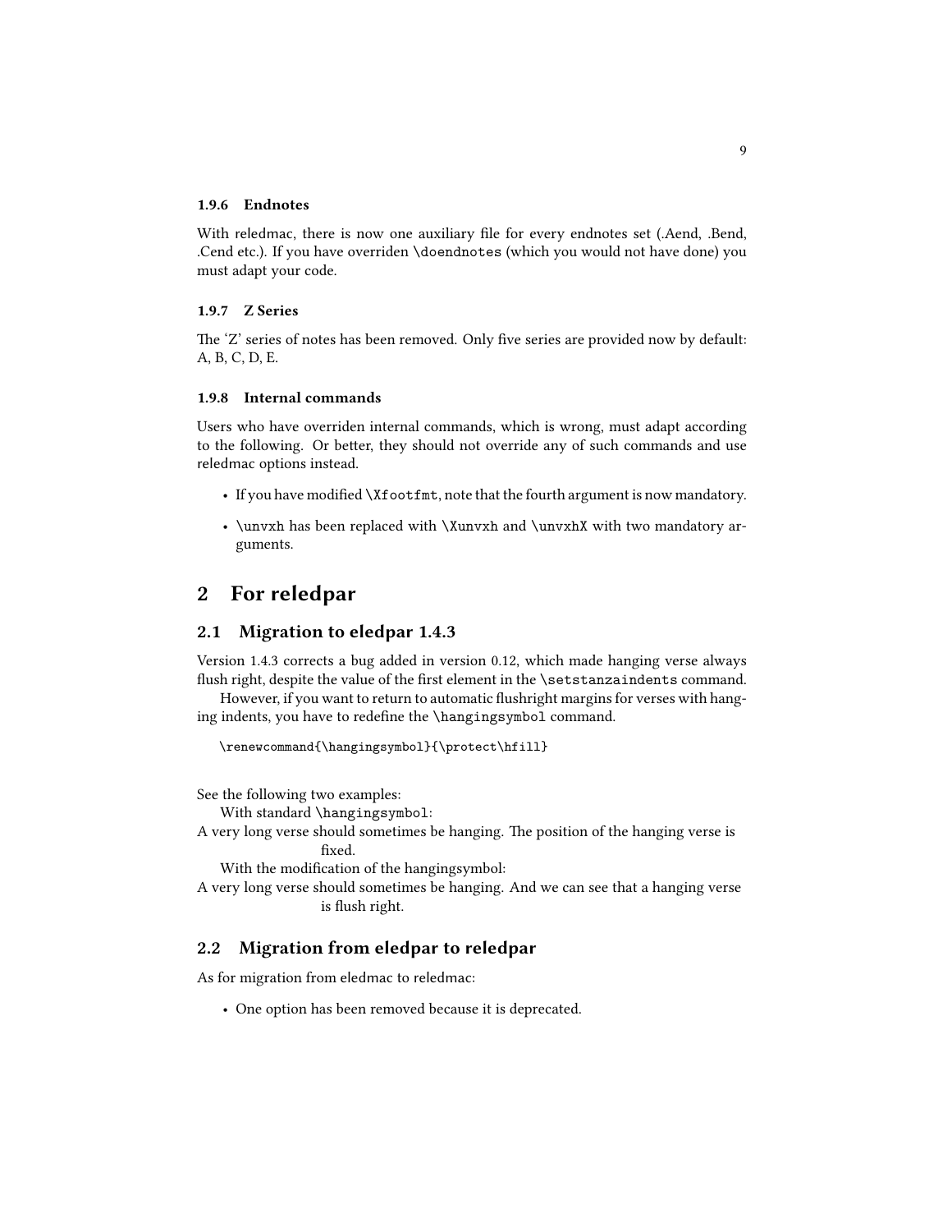### 1.9.6 Endnotes

With reledmac, there is now one auxiliary file for every endnotes set (.Aend, .Bend, .Cend etc.). If you have overriden `\doendnotes` (which you would not have done) you must adapt your code.

### 1.9.7 Z Series

The 'Z' series of notes has been removed. Only five series are provided now by default: A, B, C, D, E.

### 1.9.8 Internal commands

Users who have overriden internal commands, which is wrong, must adapt according to the following. Or better, they should not override any of such commands and use reledmac options instead.

- If you have modified `\Xfootfmt`, note that the fourth argument is now mandatory.
- `\unvxh` has been replaced with `\Xunvxh` and `\unvxhX` with two mandatory arguments.

# 2 For reledpar

## 2.1 Migration to eledpar 1.4.3

Version 1.4.3 corrects a bug added in version 0.12, which made hanging verse always flush right, despite the value of the first element in the `\setstanzaindents` command.

However, if you want to return to automatic flushright margins for verses with hanging indents, you have to redefine the `\hangingsymbol` command.

```
\renewcommand{\hangingsymbol}{\protect\hfill}
```

See the following two examples:

With standard `\hangingsymbol`:

A very long verse should sometimes be hanging. The position of the hanging verse is
fixed.

With the modification of the hangingsymbol:

A very long verse should sometimes be hanging. And we can see that a hanging verse
is flush right.

## 2.2 Migration from eledpar to reledpar

As for migration from eledmac to reledmac:

- One option has been removed because it is deprecated.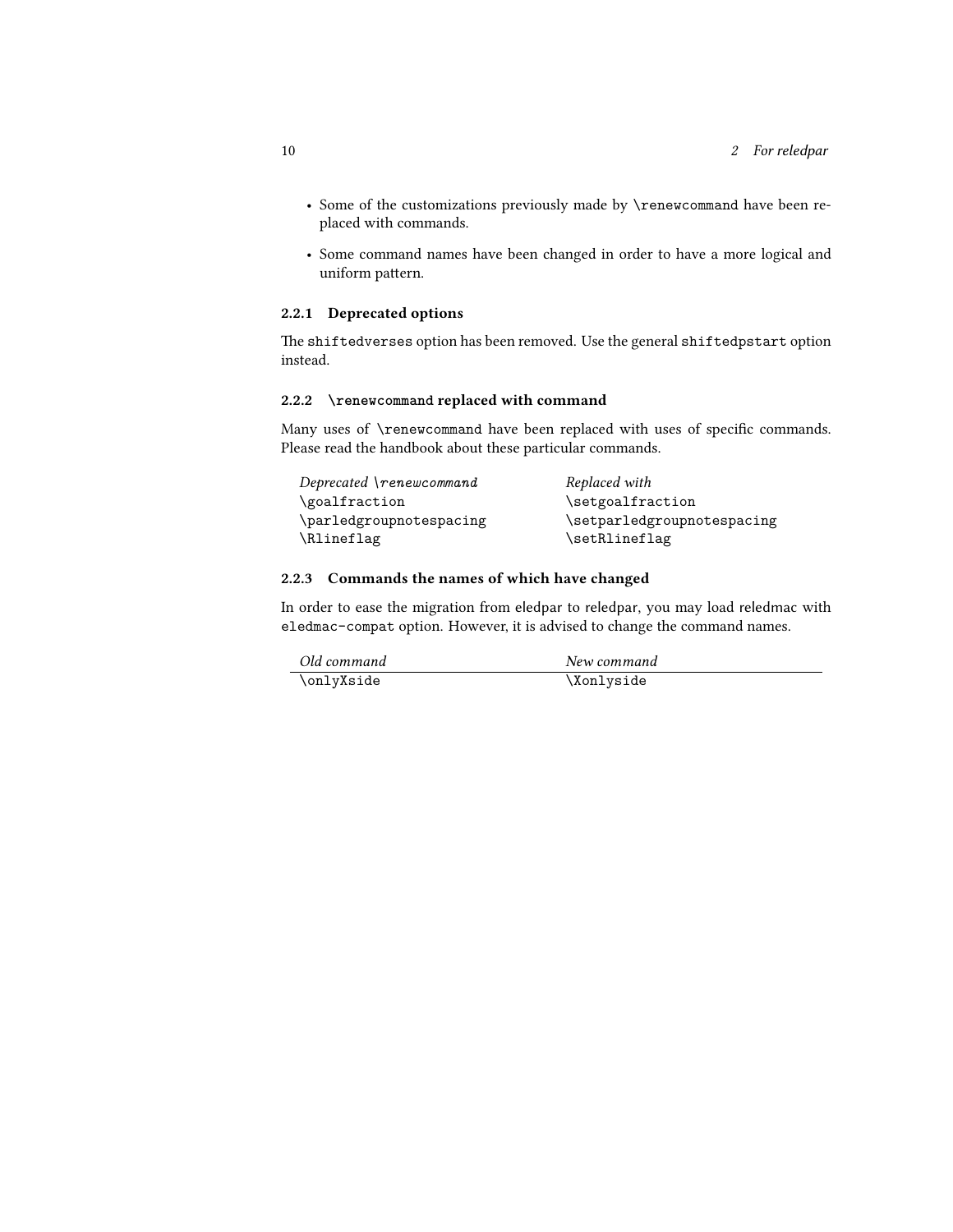- Some of the customizations previously made by `\renewcommand` have been replaced with commands.
- Some command names have been changed in order to have a more logical and uniform pattern.

### 2.2.1 Deprecated options

The `shiftedverses` option has been removed. Use the general `shiftedpstart` option instead.

### 2.2.2 `\renewcommand` replaced with command

Many uses of `\renewcommand` have been replaced with uses of specific commands. Please read the handbook about these particular commands.

| *Deprecated \renewcommand* | *Replaced with* |
|---|---|
| `\goalfraction` | `\setgoalfraction` |
| `\parledgroupnotespacing` | `\setparledgroupnotespacing` |
| `\Rlineflag` | `\setRlineflag` |

### 2.2.3 Commands the names of which have changed

In order to ease the migration from eledpar to reledpar, you may load reledmac with `eledmac-compat` option. However, it is advised to change the command names.

| *Old command* | *New command* |
|---|---|
| `\onlyXside` | `\Xonlyside` |